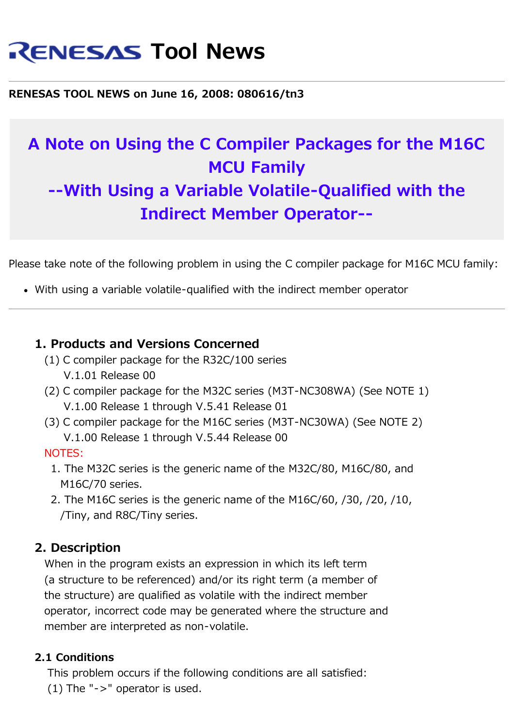# RENESAS Tool News

**RENESAS TOOL NEWS on June 16, 2008: 080616/tn3**

## A Note on Using the C Compiler Packages for the M16C MCU Family --With Using a Variable Volatile-Qualified with the Indirect Member Operator--

Please take note of the following problem in using the C compiler package for M16C MCU family:

- With using a variable volatile-qualified with the indirect member operator

---

### 1. Products and Versions Concerned

(1) C compiler package for the R32C/100 series
  V.1.01 Release 00

(2) C compiler package for the M32C series (M3T-NC308WA) (See NOTE 1)
  V.1.00 Release 1 through V.5.41 Release 01

(3) C compiler package for the M16C series (M3T-NC30WA) (See NOTE 2)
  V.1.00 Release 1 through V.5.44 Release 00

NOTES:

1. The M32C series is the generic name of the M32C/80, M16C/80, and M16C/70 series.
2. The M16C series is the generic name of the M16C/60, /30, /20, /10, /Tiny, and R8C/Tiny series.

### 2. Description

When in the program exists an expression in which its left term (a structure to be referenced) and/or its right term (a member of the structure) are qualified as volatile with the indirect member operator, incorrect code may be generated where the structure and member are interpreted as non-volatile.

#### 2.1 Conditions

This problem occurs if the following conditions are all satisfied:

(1) The "->" operator is used.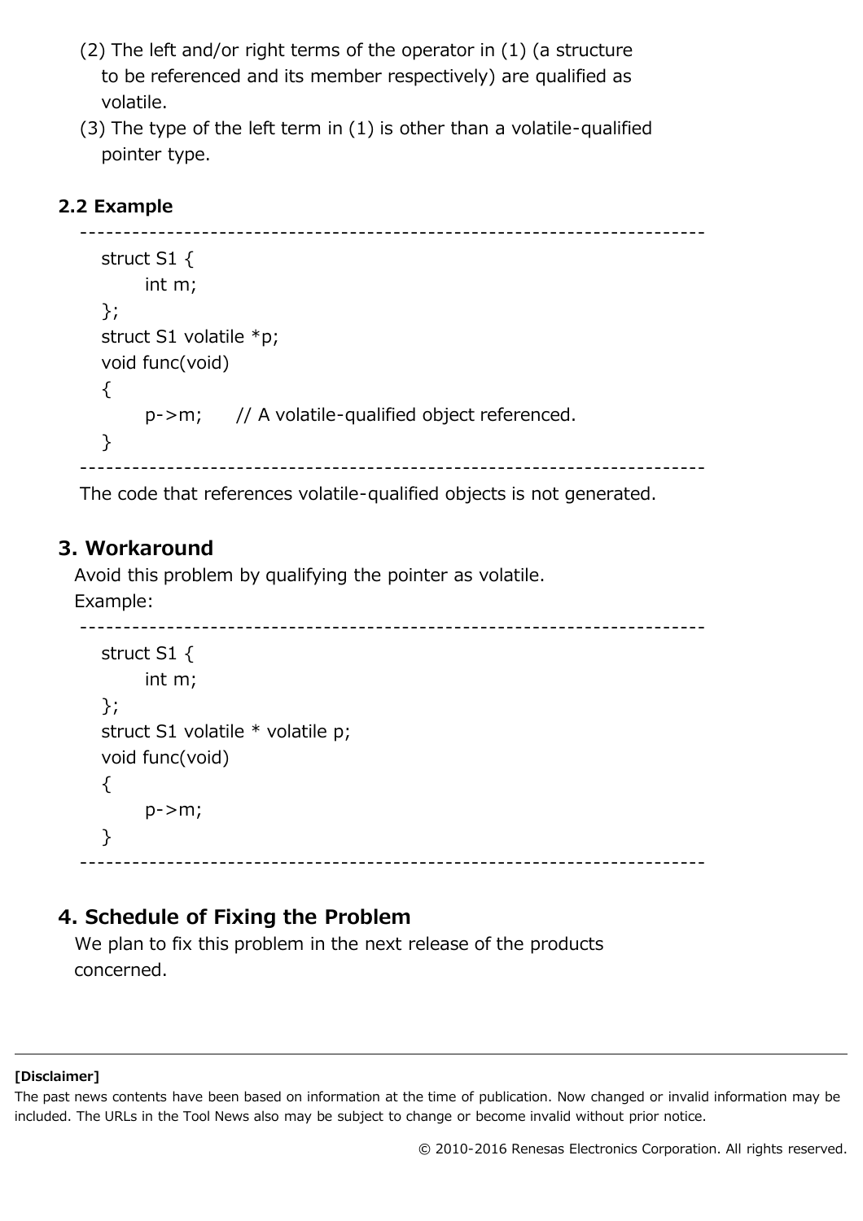(2) The left and/or right terms of the operator in (1) (a structure to be referenced and its member respectively) are qualified as volatile.

(3) The type of the left term in (1) is other than a volatile-qualified pointer type.

### 2.2 Example

```
struct S1 {
      int m;
};
struct S1 volatile *p;
void func(void)
{
      p->m;     // A volatile-qualified object referenced.
}
```

The code that references volatile-qualified objects is not generated.

## 3. Workaround

Avoid this problem by qualifying the pointer as volatile.
Example:

```
struct S1 {
      int m;
};
struct S1 volatile * volatile p;
void func(void)
{
      p->m;
}
```

## 4. Schedule of Fixing the Problem

We plan to fix this problem in the next release of the products concerned.

---

**[Disclaimer]**

The past news contents have been based on information at the time of publication. Now changed or invalid information may be included. The URLs in the Tool News also may be subject to change or become invalid without prior notice.

© 2010-2016 Renesas Electronics Corporation. All rights reserved.